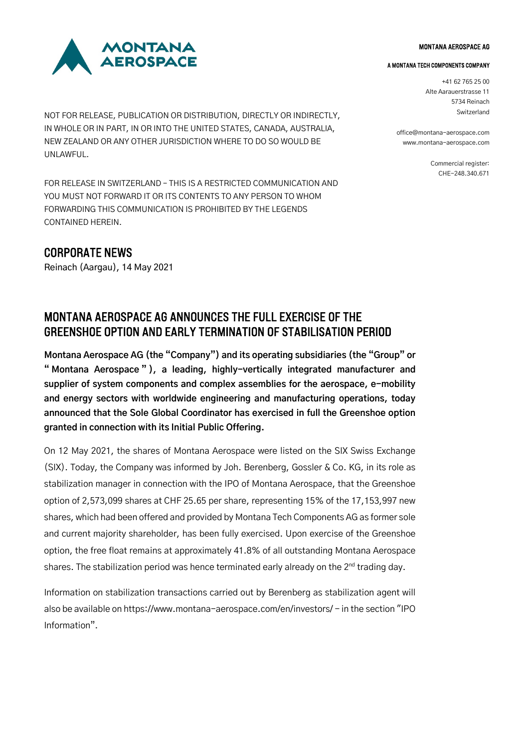MONTANA AEROSPACE AG

A MONTANA TECH COMPONENTS COMPANY

+41 62 765 25 00
Alte Aarauerstrasse 11
5734 Reinach
Switzerland

office@montana-aerospace.com
www.montana-aerospace.com

Commercial register:
CHE-248.340.671

NOT FOR RELEASE, PUBLICATION OR DISTRIBUTION, DIRECTLY OR INDIRECTLY, IN WHOLE OR IN PART, IN OR INTO THE UNITED STATES, CANADA, AUSTRALIA, NEW ZEALAND OR ANY OTHER JURISDICTION WHERE TO DO SO WOULD BE UNLAWFUL.

FOR RELEASE IN SWITZERLAND – THIS IS A RESTRICTED COMMUNICATION AND YOU MUST NOT FORWARD IT OR ITS CONTENTS TO ANY PERSON TO WHOM FORWARDING THIS COMMUNICATION IS PROHIBITED BY THE LEGENDS CONTAINED HEREIN.

## CORPORATE NEWS

Reinach (Aargau), 14 May 2021

# MONTANA AEROSPACE AG ANNOUNCES THE FULL EXERCISE OF THE GREENSHOE OPTION AND EARLY TERMINATION OF STABILISATION PERIOD

**Montana Aerospace AG (the "Company") and its operating subsidiaries (the "Group" or "Montana Aerospace"), a leading, highly-vertically integrated manufacturer and supplier of system components and complex assemblies for the aerospace, e-mobility and energy sectors with worldwide engineering and manufacturing operations, today announced that the Sole Global Coordinator has exercised in full the Greenshoe option granted in connection with its Initial Public Offering.**

On 12 May 2021, the shares of Montana Aerospace were listed on the SIX Swiss Exchange (SIX). Today, the Company was informed by Joh. Berenberg, Gossler & Co. KG, in its role as stabilization manager in connection with the IPO of Montana Aerospace, that the Greenshoe option of 2,573,099 shares at CHF 25.65 per share, representing 15% of the 17,153,997 new shares, which had been offered and provided by Montana Tech Components AG as former sole and current majority shareholder, has been fully exercised. Upon exercise of the Greenshoe option, the free float remains at approximately 41.8% of all outstanding Montana Aerospace shares. The stabilization period was hence terminated early already on the 2nd trading day.

Information on stabilization transactions carried out by Berenberg as stabilization agent will also be available on https://www.montana-aerospace.com/en/investors/ – in the section "IPO Information".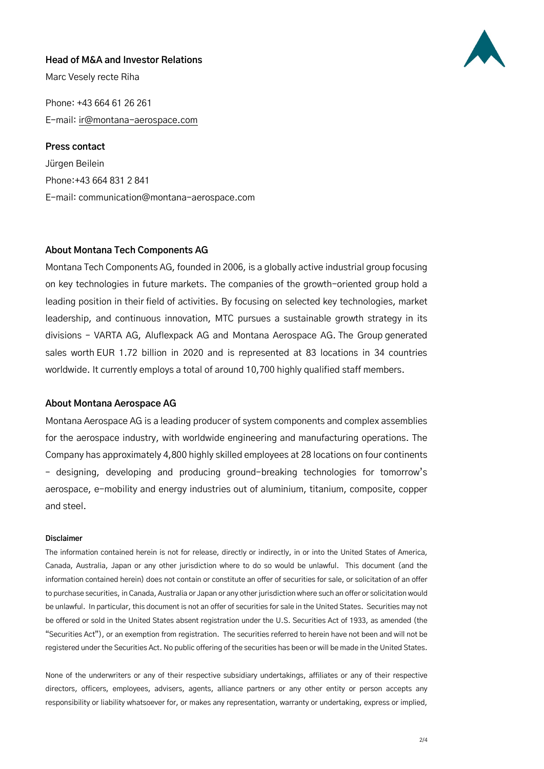**Head of M&A and Investor Relations**

Marc Vesely recte Riha

Phone: +43 664 61 26 261

E-mail: ir@montana-aerospace.com

**Press contact**

Jürgen Beilein

Phone:+43 664 831 2 841

E-mail: communication@montana-aerospace.com

## About Montana Tech Components AG

Montana Tech Components AG, founded in 2006, is a globally active industrial group focusing on key technologies in future markets. The companies of the growth-oriented group hold a leading position in their field of activities. By focusing on selected key technologies, market leadership, and continuous innovation, MTC pursues a sustainable growth strategy in its divisions – VARTA AG, Aluflexpack AG and Montana Aerospace AG. The Group generated sales worth EUR 1.72 billion in 2020 and is represented at 83 locations in 34 countries worldwide. It currently employs a total of around 10,700 highly qualified staff members.

## About Montana Aerospace AG

Montana Aerospace AG is a leading producer of system components and complex assemblies for the aerospace industry, with worldwide engineering and manufacturing operations. The Company has approximately 4,800 highly skilled employees at 28 locations on four continents – designing, developing and producing ground-breaking technologies for tomorrow's aerospace, e-mobility and energy industries out of aluminium, titanium, composite, copper and steel.

**Disclaimer**

The information contained herein is not for release, directly or indirectly, in or into the United States of America, Canada, Australia, Japan or any other jurisdiction where to do so would be unlawful. This document (and the information contained herein) does not contain or constitute an offer of securities for sale, or solicitation of an offer to purchase securities, in Canada, Australia or Japan or any other jurisdiction where such an offer or solicitation would be unlawful. In particular, this document is not an offer of securities for sale in the United States. Securities may not be offered or sold in the United States absent registration under the U.S. Securities Act of 1933, as amended (the "Securities Act"), or an exemption from registration. The securities referred to herein have not been and will not be registered under the Securities Act. No public offering of the securities has been or will be made in the United States.

None of the underwriters or any of their respective subsidiary undertakings, affiliates or any of their respective directors, officers, employees, advisers, agents, alliance partners or any other entity or person accepts any responsibility or liability whatsoever for, or makes any representation, warranty or undertaking, express or implied,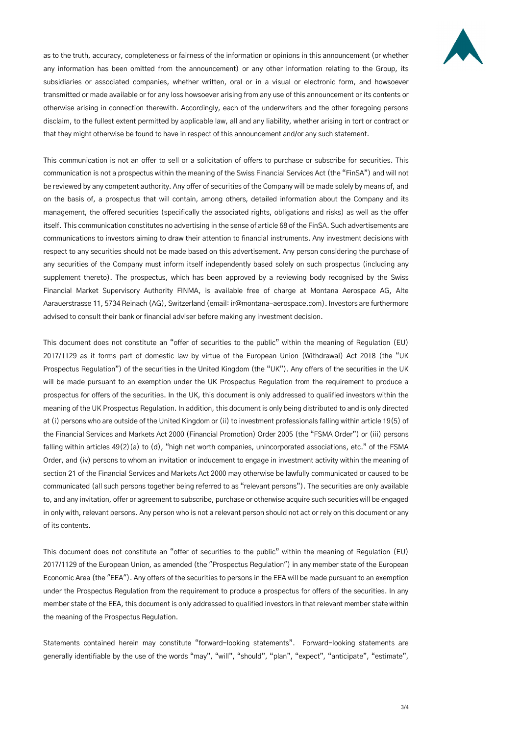as to the truth, accuracy, completeness or fairness of the information or opinions in this announcement (or whether any information has been omitted from the announcement) or any other information relating to the Group, its subsidiaries or associated companies, whether written, oral or in a visual or electronic form, and howsoever transmitted or made available or for any loss howsoever arising from any use of this announcement or its contents or otherwise arising in connection therewith. Accordingly, each of the underwriters and the other foregoing persons disclaim, to the fullest extent permitted by applicable law, all and any liability, whether arising in tort or contract or that they might otherwise be found to have in respect of this announcement and/or any such statement.

This communication is not an offer to sell or a solicitation of offers to purchase or subscribe for securities. This communication is not a prospectus within the meaning of the Swiss Financial Services Act (the "FinSA") and will not be reviewed by any competent authority. Any offer of securities of the Company will be made solely by means of, and on the basis of, a prospectus that will contain, among others, detailed information about the Company and its management, the offered securities (specifically the associated rights, obligations and risks) as well as the offer itself. This communication constitutes no advertising in the sense of article 68 of the FinSA. Such advertisements are communications to investors aiming to draw their attention to financial instruments. Any investment decisions with respect to any securities should not be made based on this advertisement. Any person considering the purchase of any securities of the Company must inform itself independently based solely on such prospectus (including any supplement thereto). The prospectus, which has been approved by a reviewing body recognised by the Swiss Financial Market Supervisory Authority FINMA, is available free of charge at Montana Aerospace AG, Alte Aarauerstrasse 11, 5734 Reinach (AG), Switzerland (email: ir@montana-aerospace.com). Investors are furthermore advised to consult their bank or financial adviser before making any investment decision.

This document does not constitute an "offer of securities to the public" within the meaning of Regulation (EU) 2017/1129 as it forms part of domestic law by virtue of the European Union (Withdrawal) Act 2018 (the "UK Prospectus Regulation") of the securities in the United Kingdom (the "UK"). Any offers of the securities in the UK will be made pursuant to an exemption under the UK Prospectus Regulation from the requirement to produce a prospectus for offers of the securities. In the UK, this document is only addressed to qualified investors within the meaning of the UK Prospectus Regulation. In addition, this document is only being distributed to and is only directed at (i) persons who are outside of the United Kingdom or (ii) to investment professionals falling within article 19(5) of the Financial Services and Markets Act 2000 (Financial Promotion) Order 2005 (the "FSMA Order") or (iii) persons falling within articles 49(2)(a) to (d), "high net worth companies, unincorporated associations, etc." of the FSMA Order, and (iv) persons to whom an invitation or inducement to engage in investment activity within the meaning of section 21 of the Financial Services and Markets Act 2000 may otherwise be lawfully communicated or caused to be communicated (all such persons together being referred to as "relevant persons"). The securities are only available to, and any invitation, offer or agreement to subscribe, purchase or otherwise acquire such securities will be engaged in only with, relevant persons. Any person who is not a relevant person should not act or rely on this document or any of its contents.

This document does not constitute an "offer of securities to the public" within the meaning of Regulation (EU) 2017/1129 of the European Union, as amended (the "Prospectus Regulation") in any member state of the European Economic Area (the "EEA"). Any offers of the securities to persons in the EEA will be made pursuant to an exemption under the Prospectus Regulation from the requirement to produce a prospectus for offers of the securities. In any member state of the EEA, this document is only addressed to qualified investors in that relevant member state within the meaning of the Prospectus Regulation.

Statements contained herein may constitute "forward-looking statements". Forward-looking statements are generally identifiable by the use of the words "may", "will", "should", "plan", "expect", "anticipate", "estimate",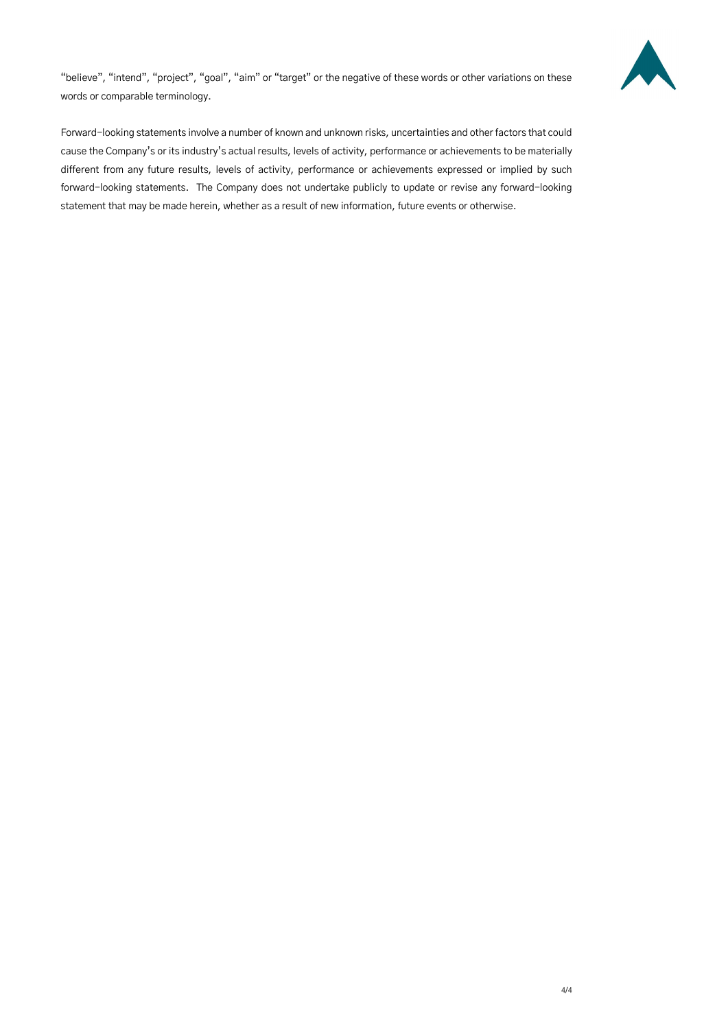"believe", "intend", "project", "goal", "aim" or "target" or the negative of these words or other variations on these words or comparable terminology.

Forward-looking statements involve a number of known and unknown risks, uncertainties and other factors that could cause the Company's or its industry's actual results, levels of activity, performance or achievements to be materially different from any future results, levels of activity, performance or achievements expressed or implied by such forward-looking statements. The Company does not undertake publicly to update or revise any forward-looking statement that may be made herein, whether as a result of new information, future events or otherwise.